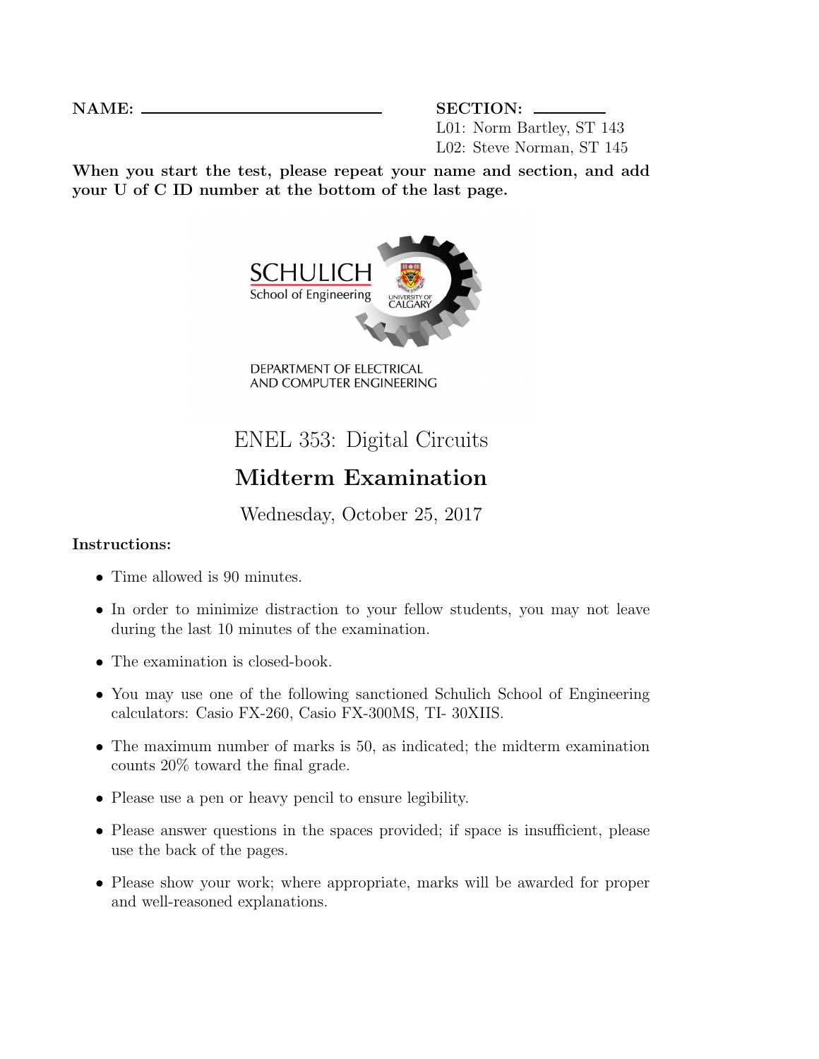**NAME:** \_\_\_\_\_\_\_\_\_\_\_\_\_\_\_\_\_\_\_\_\_\_\_\_\_\_\_\_

**SECTION:** \_\_\_\_\_\_\_\_

L01: Norm Bartley, ST 143

L02: Steve Norman, ST 145

**When you start the test, please repeat your name and section, and add your U of C ID number at the bottom of the last page.**

SCHULICH School of Engineering

UNIVERSITY OF CALGARY

DEPARTMENT OF ELECTRICAL AND COMPUTER ENGINEERING

# ENEL 353: Digital Circuits

## Midterm Examination

Wednesday, October 25, 2017

**Instructions:**

- Time allowed is 90 minutes.
- In order to minimize distraction to your fellow students, you may not leave during the last 10 minutes of the examination.
- The examination is closed-book.
- You may use one of the following sanctioned Schulich School of Engineering calculators: Casio FX-260, Casio FX-300MS, TI- 30XIIS.
- The maximum number of marks is 50, as indicated; the midterm examination counts 20% toward the final grade.
- Please use a pen or heavy pencil to ensure legibility.
- Please answer questions in the spaces provided; if space is insufficient, please use the back of the pages.
- Please show your work; where appropriate, marks will be awarded for proper and well-reasoned explanations.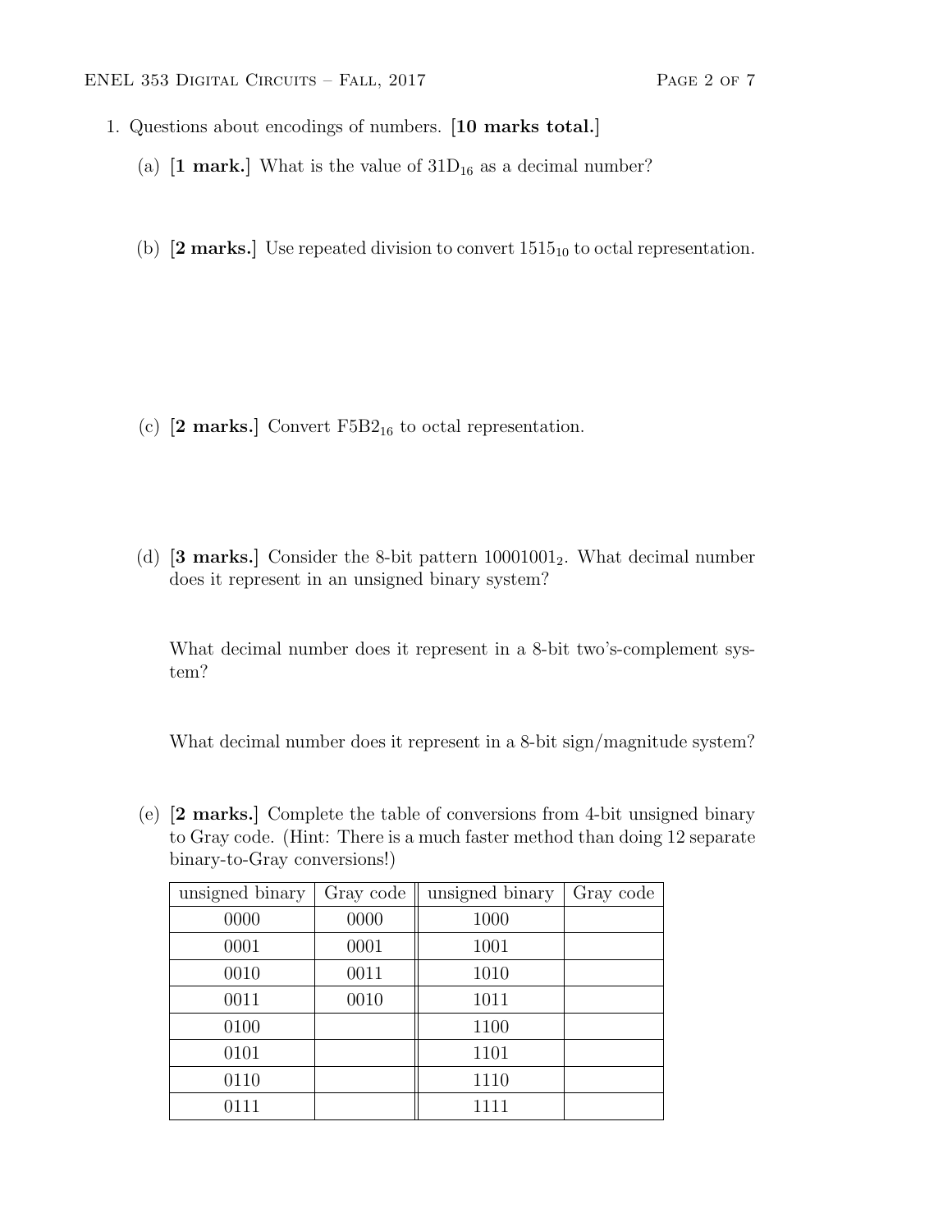1. Questions about encodings of numbers. **[10 marks total.]**

   (a) **[1 mark.]** What is the value of $31D_{16}$ as a decimal number?

   (b) **[2 marks.]** Use repeated division to convert $1515_{10}$ to octal representation.

   (c) **[2 marks.]** Convert $F5B2_{16}$ to octal representation.

   (d) **[3 marks.]** Consider the 8-bit pattern $10001001_2$. What decimal number does it represent in an unsigned binary system?

   What decimal number does it represent in a 8-bit two's-complement system?

   What decimal number does it represent in a 8-bit sign/magnitude system?

   (e) **[2 marks.]** Complete the table of conversions from 4-bit unsigned binary to Gray code. (Hint: There is a much faster method than doing 12 separate binary-to-Gray conversions!)

| unsigned binary | Gray code | unsigned binary | Gray code |
| --- | --- | --- | --- |
| 0000 | 0000 | 1000 | |
| 0001 | 0001 | 1001 | |
| 0010 | 0011 | 1010 | |
| 0011 | 0010 | 1011 | |
| 0100 | | 1100 | |
| 0101 | | 1101 | |
| 0110 | | 1110 | |
| 0111 | | 1111 | |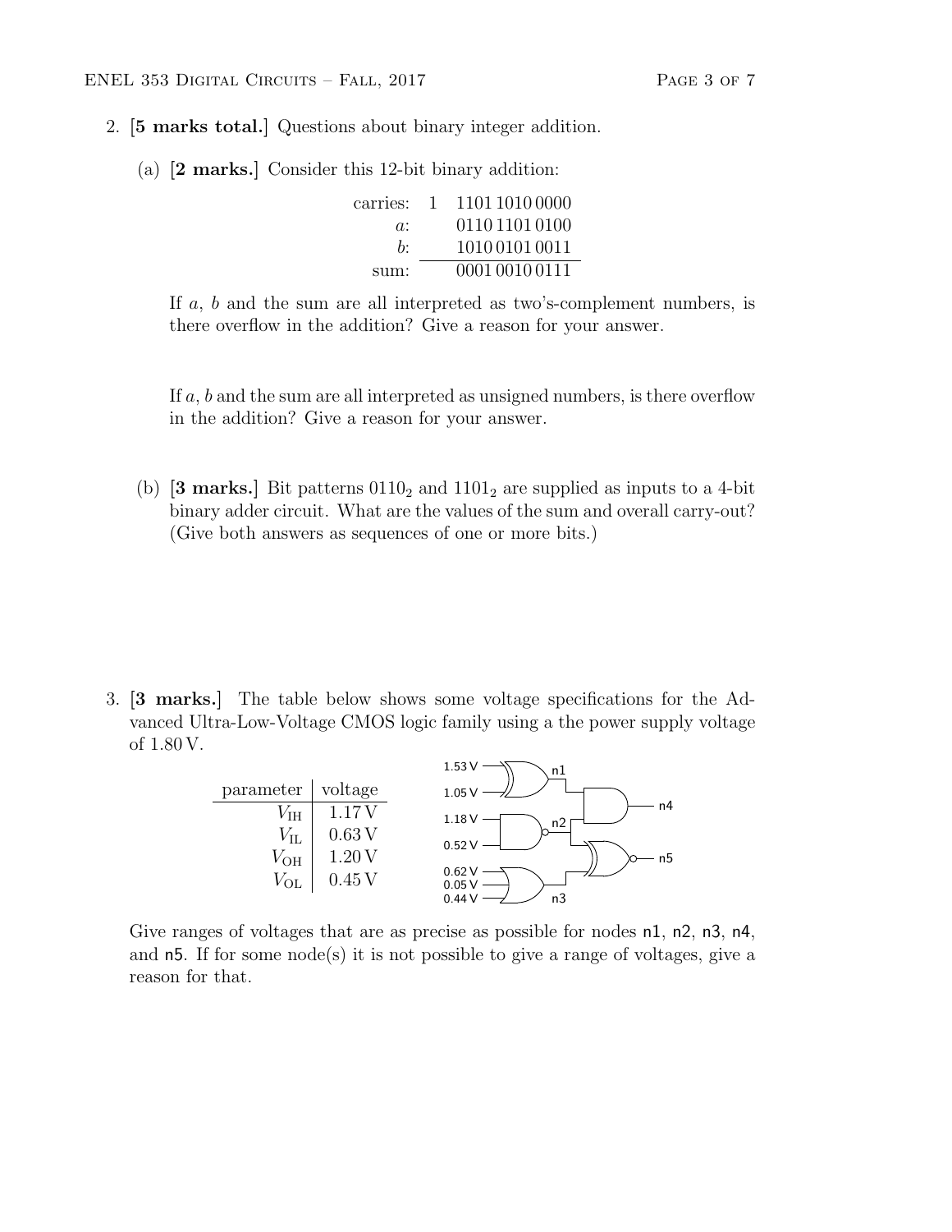2. **[5 marks total.]** Questions about binary integer addition.

   (a) **[2 marks.]** Consider this 12-bit binary addition:

   |  |  |  |
   |---|---|---|
   | carries: | 1 | 1101 1010 0000 |
   | $a$: |  | 0110 1101 0100 |
   | $b$: |  | 1010 0101 0011 |
   | sum: |  | 0001 0010 0111 |

   If $a$, $b$ and the sum are all interpreted as two's-complement numbers, is there overflow in the addition? Give a reason for your answer.

   If $a$, $b$ and the sum are all interpreted as unsigned numbers, is there overflow in the addition? Give a reason for your answer.

   (b) **[3 marks.]** Bit patterns $0110_2$ and $1101_2$ are supplied as inputs to a 4-bit binary adder circuit. What are the values of the sum and overall carry-out? (Give both answers as sequences of one or more bits.)

3. **[3 marks.]** The table below shows some voltage specifications for the Advanced Ultra-Low-Voltage CMOS logic family using a the power supply voltage of 1.80 V.

| parameter | voltage |
|---|---|
| $V_{\mathrm{IH}}$ | 1.17 V |
| $V_{\mathrm{IL}}$ | 0.63 V |
| $V_{\mathrm{OH}}$ | 1.20 V |
| $V_{\mathrm{OL}}$ | 0.45 V |

1.53 V, 1.05 V → n1; 1.18 V, 0.52 V → n2; 0.62 V, 0.05 V, 0.44 V → n3; n4; n5

Give ranges of voltages that are as precise as possible for nodes n1, n2, n3, n4, and n5. If for some node(s) it is not possible to give a range of voltages, give a reason for that.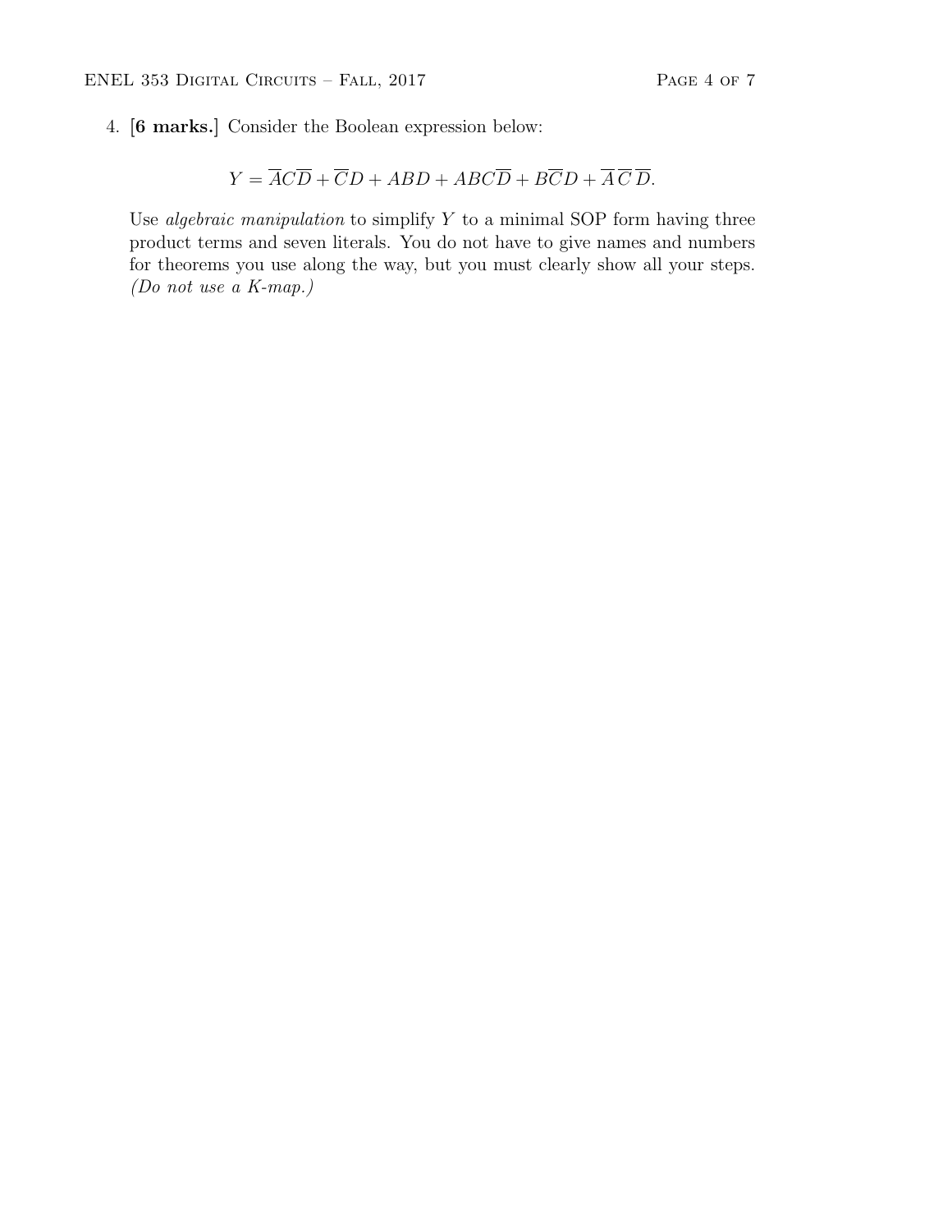4. **[6 marks.]** Consider the Boolean expression below:

$$Y = \overline{A}C\overline{D} + \overline{C}D + ABD + ABC\overline{D} + B\overline{C}D + \overline{A}\,\overline{C}\,\overline{D}.$$

Use *algebraic manipulation* to simplify $Y$ to a minimal SOP form having three product terms and seven literals. You do not have to give names and numbers for theorems you use along the way, but you must clearly show all your steps. *(Do not use a K-map.)*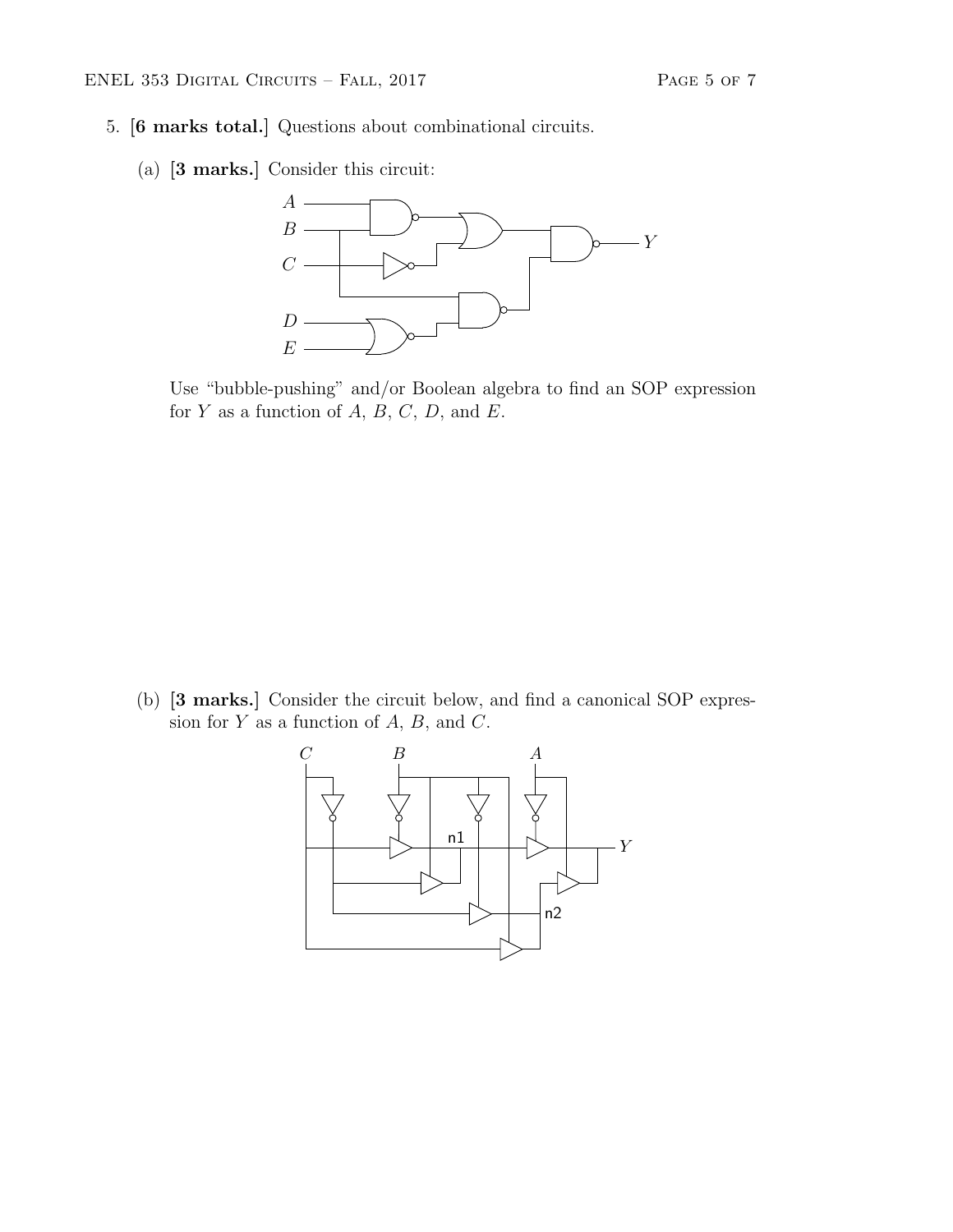5. **[6 marks total.]** Questions about combinational circuits.

   (a) **[3 marks.]** Consider this circuit:

   Use "bubble-pushing" and/or Boolean algebra to find an SOP expression for $Y$ as a function of $A$, $B$, $C$, $D$, and $E$.

   (b) **[3 marks.]** Consider the circuit below, and find a canonical SOP expression for $Y$ as a function of $A$, $B$, and $C$.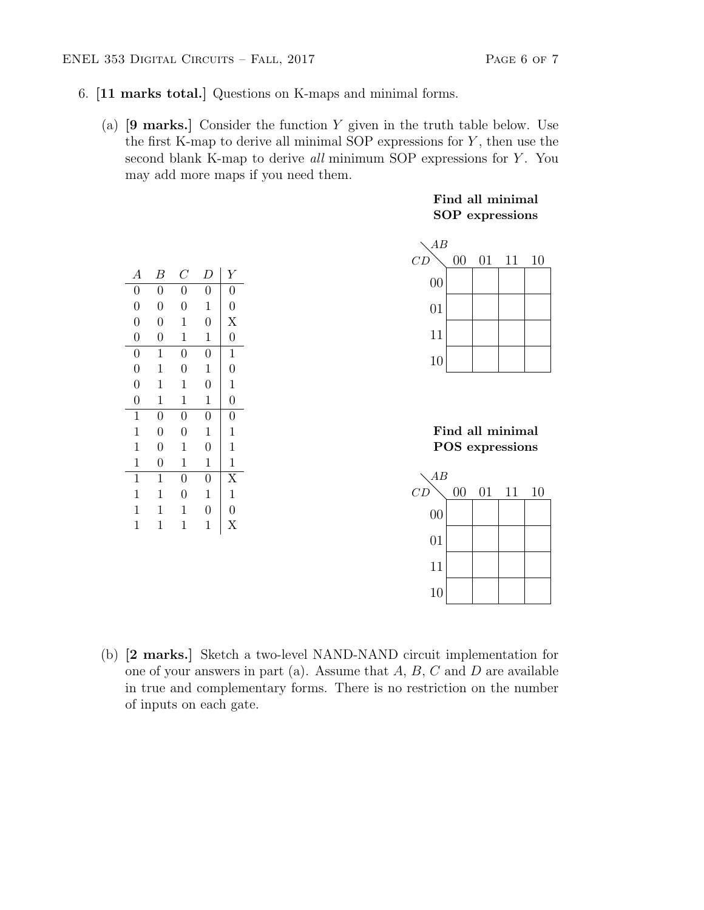6. **[11 marks total.]** Questions on K-maps and minimal forms.

(a) **[9 marks.]** Consider the function $Y$ given in the truth table below. Use the first K-map to derive all minimal SOP expressions for $Y$, then use the second blank K-map to derive *all* minimum SOP expressions for $Y$. You may add more maps if you need them.

| $A$ | $B$ | $C$ | $D$ | $Y$ |
|---|---|---|---|---|
| 0 | 0 | 0 | 0 | 0 |
| 0 | 0 | 0 | 1 | 0 |
| 0 | 0 | 1 | 0 | X |
| 0 | 0 | 1 | 1 | 0 |
| 0 | 1 | 0 | 0 | 1 |
| 0 | 1 | 0 | 1 | 0 |
| 0 | 1 | 1 | 0 | 1 |
| 0 | 1 | 1 | 1 | 0 |
| 1 | 0 | 0 | 0 | 0 |
| 1 | 0 | 0 | 1 | 1 |
| 1 | 0 | 1 | 0 | 1 |
| 1 | 0 | 1 | 1 | 1 |
| 1 | 1 | 0 | 0 | X |
| 1 | 1 | 0 | 1 | 1 |
| 1 | 1 | 1 | 0 | 0 |
| 1 | 1 | 1 | 1 | X |

**Find all minimal SOP expressions**

| $CD$ \ $AB$ | 00 | 01 | 11 | 10 |
|---|---|---|---|---|
| 00 | | | | |
| 01 | | | | |
| 11 | | | | |
| 10 | | | | |

**Find all minimal POS expressions**

| $CD$ \ $AB$ | 00 | 01 | 11 | 10 |
|---|---|---|---|---|
| 00 | | | | |
| 01 | | | | |
| 11 | | | | |
| 10 | | | | |

(b) **[2 marks.]** Sketch a two-level NAND-NAND circuit implementation for one of your answers in part (a). Assume that $A$, $B$, $C$ and $D$ are available in true and complementary forms. There is no restriction on the number of inputs on each gate.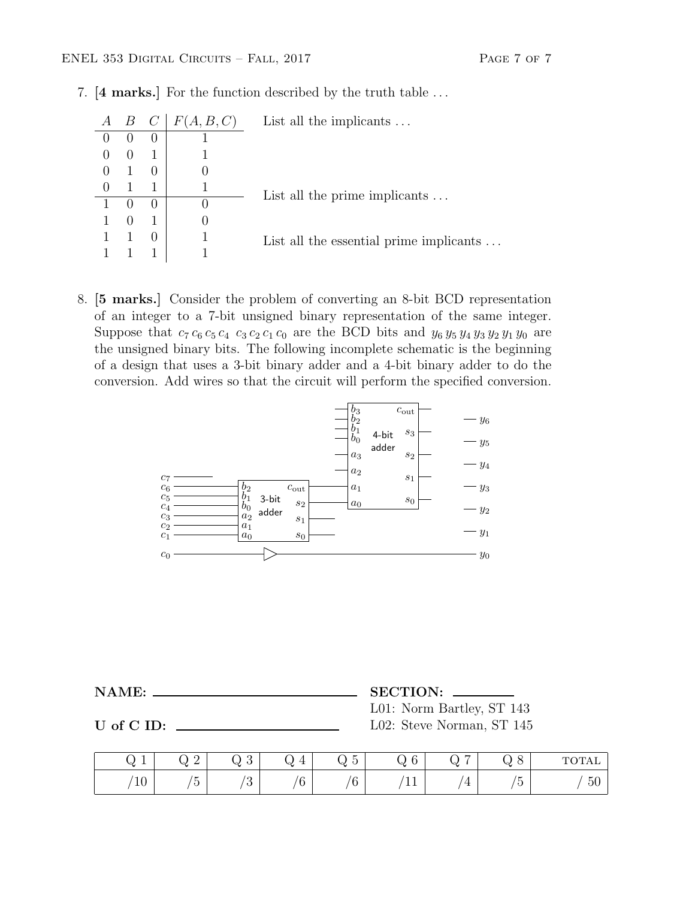7. **[4 marks.]** For the function described by the truth table . . .

| $A$ | $B$ | $C$ | $F(A, B, C)$ |
|---|---|---|---|
| 0 | 0 | 0 | 1 |
| 0 | 0 | 1 | 1 |
| 0 | 1 | 0 | 0 |
| 0 | 1 | 1 | 1 |
| 1 | 0 | 0 | 0 |
| 1 | 0 | 1 | 0 |
| 1 | 1 | 0 | 1 |
| 1 | 1 | 1 | 1 |

List all the implicants . . .

List all the prime implicants . . .

List all the essential prime implicants . . .

8. **[5 marks.]** Consider the problem of converting an 8-bit BCD representation of an integer to a 7-bit unsigned binary representation of the same integer. Suppose that $c_7\, c_6\, c_5\, c_4\;\; c_3\, c_2\, c_1\, c_0$ are the BCD bits and $y_6\, y_5\, y_4\, y_3\, y_2\, y_1\, y_0$ are the unsigned binary bits. The following incomplete schematic is the beginning of a design that uses a 3-bit binary adder and a 4-bit binary adder to do the conversion. Add wires so that the circuit will perform the specified conversion.

4-bit adder: $b_3$, $b_2$, $b_1$, $b_0$, $a_3$, $a_2$, $a_1$, $a_0$, $c_{\text{out}}$, $s_3$, $s_2$, $s_1$, $s_0$

3-bit adder: $b_2$, $b_1$, $b_0$, $a_2$, $a_1$, $a_0$, $c_{\text{out}}$, $s_2$, $s_1$, $s_0$

$c_7$, $c_6$, $c_5$, $c_4$, $c_3$, $c_2$, $c_1$, $c_0$

$y_6$, $y_5$, $y_4$, $y_3$, $y_2$, $y_1$, $y_0$

**NAME:** \_\_\_\_\_\_\_\_\_\_\_\_\_\_\_\_\_\_\_\_\_\_\_\_

**SECTION:** \_\_\_\_\_\_\_\_

L01: Norm Bartley, ST 143

L02: Steve Norman, ST 145

**U of C ID:** \_\_\_\_\_\_\_\_\_\_\_\_\_\_\_\_\_\_\_\_

| Q 1 | Q 2 | Q 3 | Q 4 | Q 5 | Q 6 | Q 7 | Q 8 | TOTAL |
|---|---|---|---|---|---|---|---|---|
| /10 | /5 | /3 | /6 | /6 | /11 | /4 | /5 | / 50 |